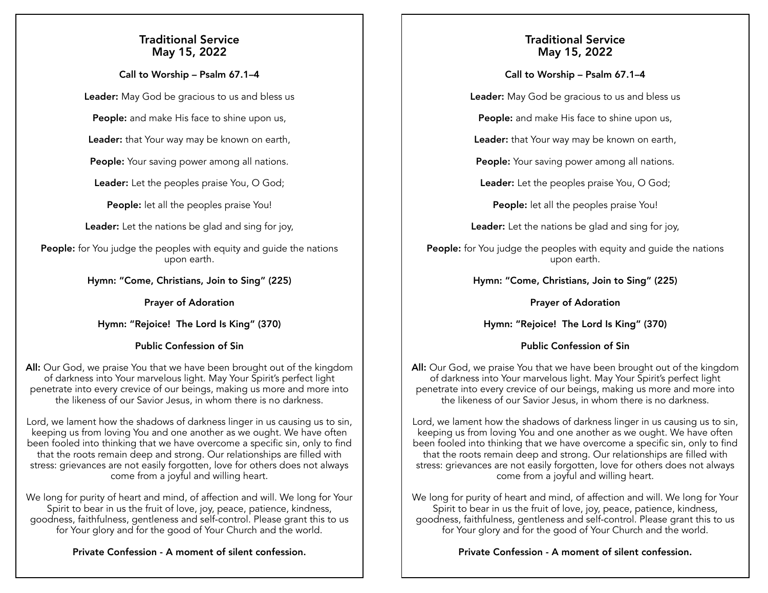# Traditional Service
## May 15, 2022

**Call to Worship – Psalm 67.1–4**

**Leader:** May God be gracious to us and bless us

**People:** and make His face to shine upon us,

**Leader:** that Your way may be known on earth,

**People:** Your saving power among all nations.

**Leader:** Let the peoples praise You, O God;

**People:** let all the peoples praise You!

**Leader:** Let the nations be glad and sing for joy,

**People:** for You judge the peoples with equity and guide the nations upon earth.

**Hymn: "Come, Christians, Join to Sing" (225)**

**Prayer of Adoration**

**Hymn: "Rejoice!  The Lord Is King" (370)**

**Public Confession of Sin**

**All:** Our God, we praise You that we have been brought out of the kingdom of darkness into Your marvelous light. May Your Spirit's perfect light penetrate into every crevice of our beings, making us more and more into the likeness of our Savior Jesus, in whom there is no darkness.

Lord, we lament how the shadows of darkness linger in us causing us to sin, keeping us from loving You and one another as we ought. We have often been fooled into thinking that we have overcome a specific sin, only to find that the roots remain deep and strong. Our relationships are filled with stress: grievances are not easily forgotten, love for others does not always come from a joyful and willing heart.

We long for purity of heart and mind, of affection and will. We long for Your Spirit to bear in us the fruit of love, joy, peace, patience, kindness, goodness, faithfulness, gentleness and self-control. Please grant this to us for Your glory and for the good of Your Church and the world.

**Private Confession - A moment of silent confession.**

# Traditional Service
## May 15, 2022

**Call to Worship – Psalm 67.1–4**

**Leader:** May God be gracious to us and bless us

**People:** and make His face to shine upon us,

**Leader:** that Your way may be known on earth,

**People:** Your saving power among all nations.

**Leader:** Let the peoples praise You, O God;

**People:** let all the peoples praise You!

**Leader:** Let the nations be glad and sing for joy,

**People:** for You judge the peoples with equity and guide the nations upon earth.

**Hymn: "Come, Christians, Join to Sing" (225)**

**Prayer of Adoration**

**Hymn: "Rejoice!  The Lord Is King" (370)**

**Public Confession of Sin**

**All:** Our God, we praise You that we have been brought out of the kingdom of darkness into Your marvelous light. May Your Spirit's perfect light penetrate into every crevice of our beings, making us more and more into the likeness of our Savior Jesus, in whom there is no darkness.

Lord, we lament how the shadows of darkness linger in us causing us to sin, keeping us from loving You and one another as we ought. We have often been fooled into thinking that we have overcome a specific sin, only to find that the roots remain deep and strong. Our relationships are filled with stress: grievances are not easily forgotten, love for others does not always come from a joyful and willing heart.

We long for purity of heart and mind, of affection and will. We long for Your Spirit to bear in us the fruit of love, joy, peace, patience, kindness, goodness, faithfulness, gentleness and self-control. Please grant this to us for Your glory and for the good of Your Church and the world.

**Private Confession - A moment of silent confession.**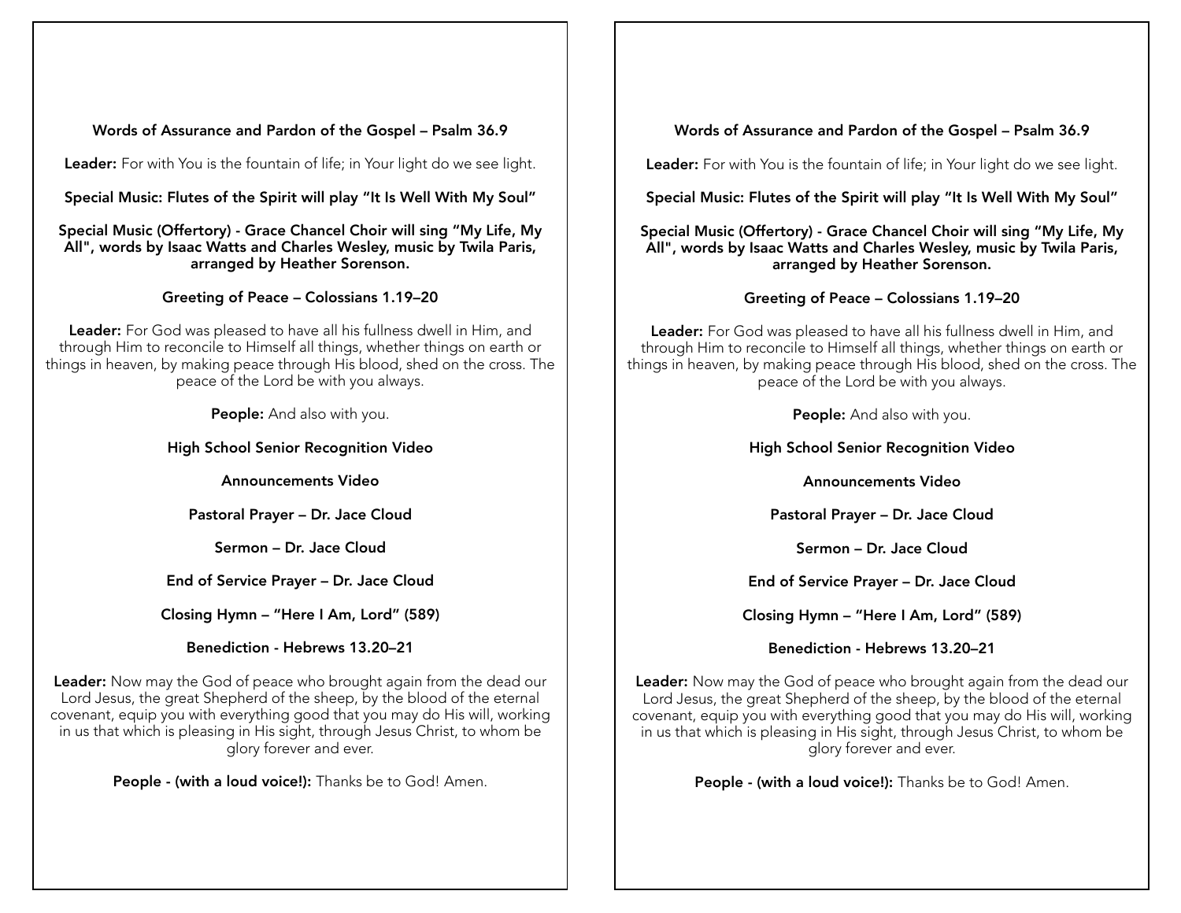**Words of Assurance and Pardon of the Gospel – Psalm 36.9**

**Leader:** For with You is the fountain of life; in Your light do we see light.

**Special Music: Flutes of the Spirit will play "It Is Well With My Soul"**

**Special Music (Offertory) - Grace Chancel Choir will sing "My Life, My All", words by Isaac Watts and Charles Wesley, music by Twila Paris, arranged by Heather Sorenson.**

**Greeting of Peace – Colossians 1.19–20**

**Leader:** For God was pleased to have all his fullness dwell in Him, and through Him to reconcile to Himself all things, whether things on earth or things in heaven, by making peace through His blood, shed on the cross. The peace of the Lord be with you always.

**People:** And also with you.

**High School Senior Recognition Video**

**Announcements Video**

**Pastoral Prayer – Dr. Jace Cloud**

**Sermon – Dr. Jace Cloud**

**End of Service Prayer – Dr. Jace Cloud**

**Closing Hymn – "Here I Am, Lord" (589)**

**Benediction - Hebrews 13.20–21**

**Leader:** Now may the God of peace who brought again from the dead our Lord Jesus, the great Shepherd of the sheep, by the blood of the eternal covenant, equip you with everything good that you may do His will, working in us that which is pleasing in His sight, through Jesus Christ, to whom be glory forever and ever.

**People - (with a loud voice!):** Thanks be to God! Amen.

**Words of Assurance and Pardon of the Gospel – Psalm 36.9**

**Leader:** For with You is the fountain of life; in Your light do we see light.

**Special Music: Flutes of the Spirit will play "It Is Well With My Soul"**

**Special Music (Offertory) - Grace Chancel Choir will sing "My Life, My All", words by Isaac Watts and Charles Wesley, music by Twila Paris, arranged by Heather Sorenson.**

**Greeting of Peace – Colossians 1.19–20**

**Leader:** For God was pleased to have all his fullness dwell in Him, and through Him to reconcile to Himself all things, whether things on earth or things in heaven, by making peace through His blood, shed on the cross. The peace of the Lord be with you always.

**People:** And also with you.

**High School Senior Recognition Video**

**Announcements Video**

**Pastoral Prayer – Dr. Jace Cloud**

**Sermon – Dr. Jace Cloud**

**End of Service Prayer – Dr. Jace Cloud**

**Closing Hymn – "Here I Am, Lord" (589)**

**Benediction - Hebrews 13.20–21**

**Leader:** Now may the God of peace who brought again from the dead our Lord Jesus, the great Shepherd of the sheep, by the blood of the eternal covenant, equip you with everything good that you may do His will, working in us that which is pleasing in His sight, through Jesus Christ, to whom be glory forever and ever.

**People - (with a loud voice!):** Thanks be to God! Amen.